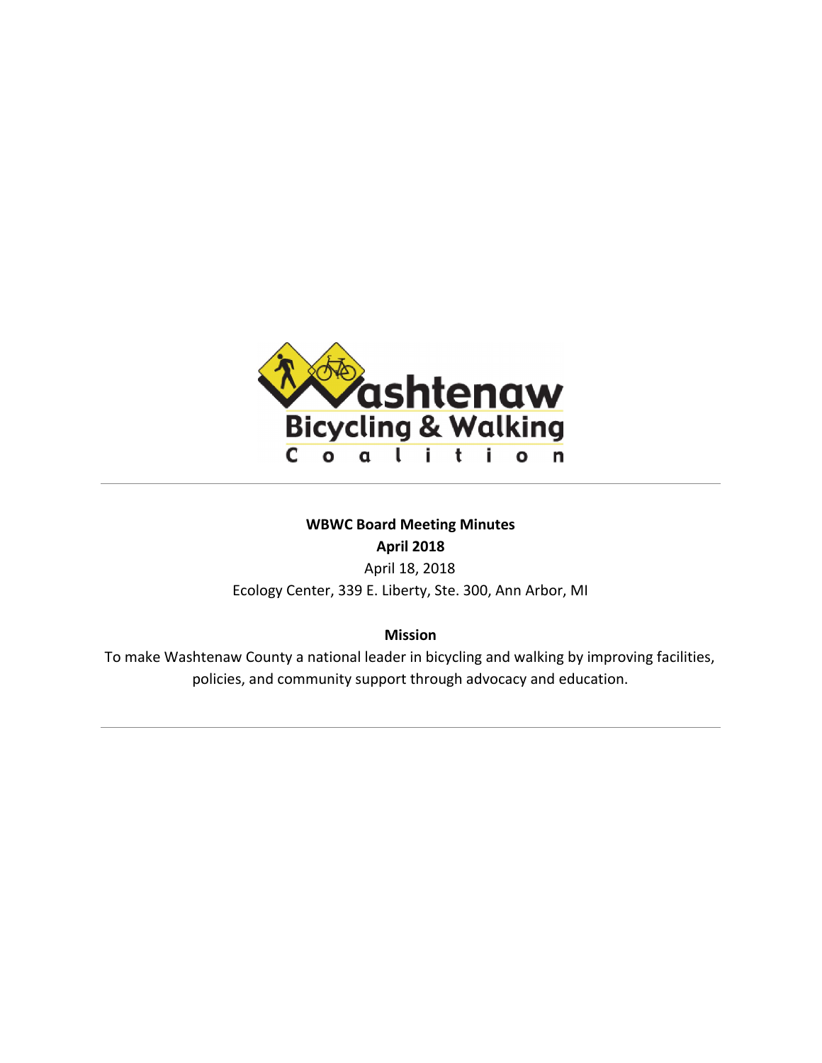Washtenaw Bicycling & Walking Coalition

---

**WBWC Board Meeting Minutes**

**April 2018**

April 18, 2018

Ecology Center, 339 E. Liberty, Ste. 300, Ann Arbor, MI

## Mission

To make Washtenaw County a national leader in bicycling and walking by improving facilities, policies, and community support through advocacy and education.

---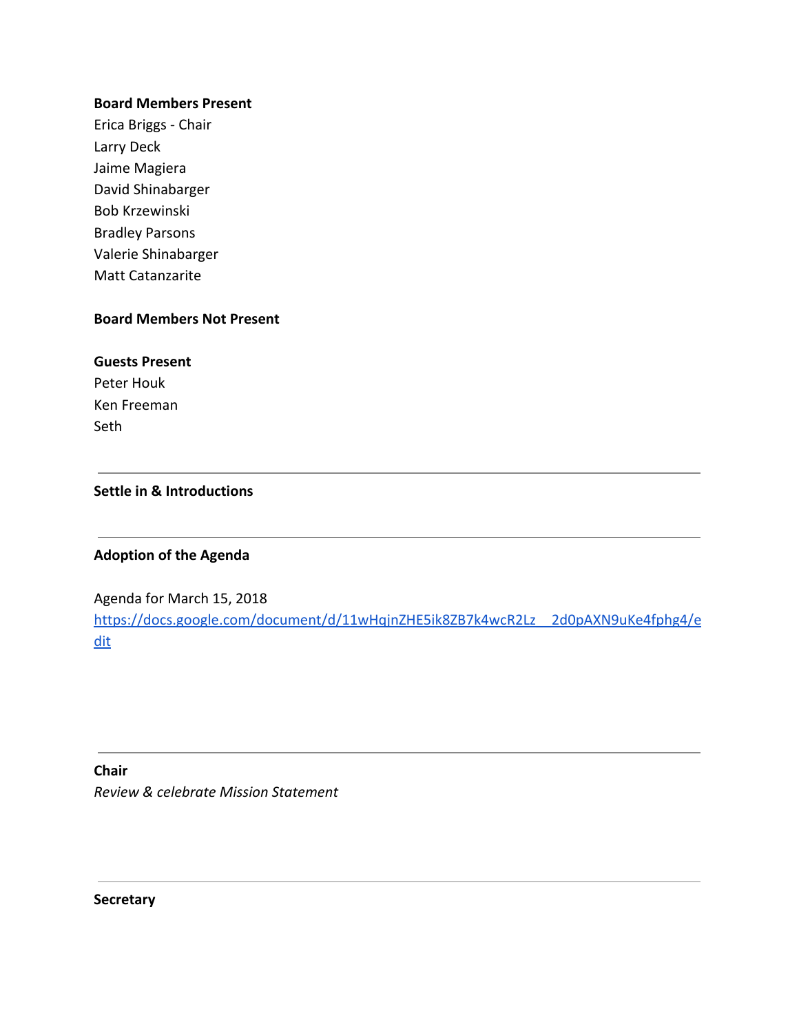**Board Members Present**

Erica Briggs - Chair
Larry Deck
Jaime Magiera
David Shinabarger
Bob Krzewinski
Bradley Parsons
Valerie Shinabarger
Matt Catanzarite

**Board Members Not Present**

**Guests Present**

Peter Houk
Ken Freeman
Seth

---

**Settle in & Introductions**

---

**Adoption of the Agenda**

Agenda for March 15, 2018
https://docs.google.com/document/d/11wHqjnZHE5ik8ZB7k4wcR2Lz__2d0pAXN9uKe4fphg4/edit

---

**Chair**

*Review & celebrate Mission Statement*

---

**Secretary**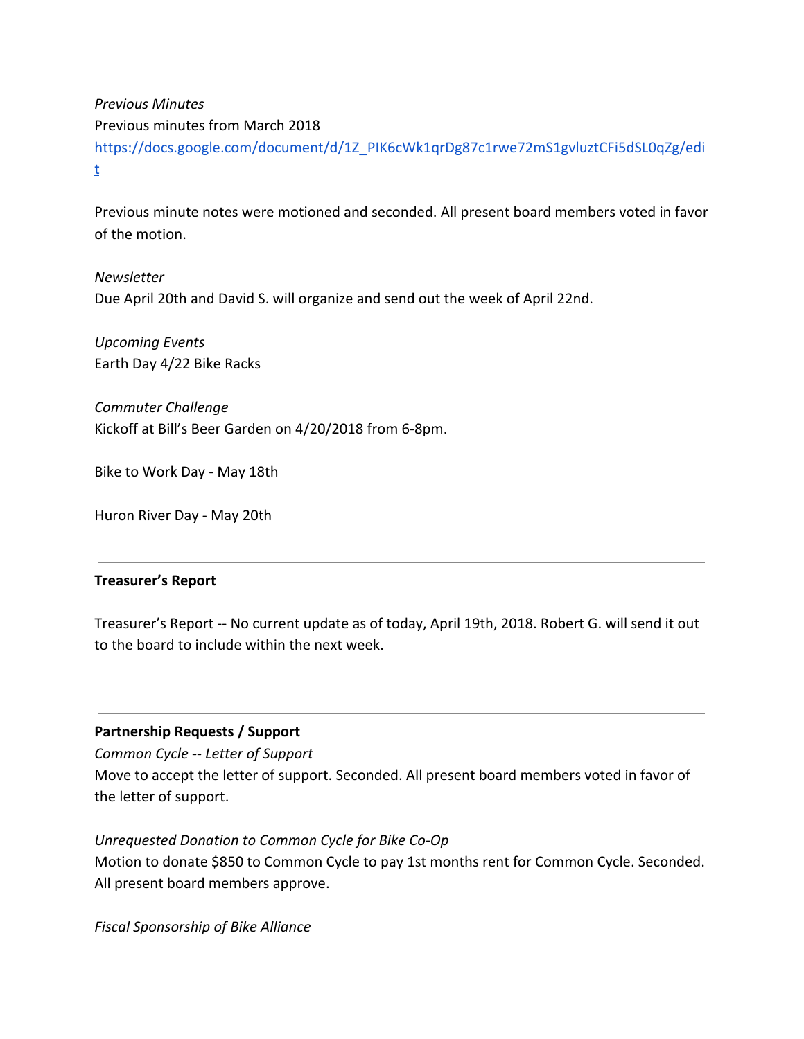*Previous Minutes*

Previous minutes from March 2018

https://docs.google.com/document/d/1Z_PIK6cWk1qrDg87c1rwe72mS1gvluztCFi5dSL0qZg/edit

Previous minute notes were motioned and seconded. All present board members voted in favor of the motion.

*Newsletter*

Due April 20th and David S. will organize and send out the week of April 22nd.

*Upcoming Events*

Earth Day 4/22 Bike Racks

*Commuter Challenge*

Kickoff at Bill's Beer Garden on 4/20/2018 from 6-8pm.

Bike to Work Day - May 18th

Huron River Day - May 20th

---

**Treasurer's Report**

Treasurer's Report -- No current update as of today, April 19th, 2018. Robert G. will send it out to the board to include within the next week.

---

**Partnership Requests / Support**

*Common Cycle -- Letter of Support*

Move to accept the letter of support. Seconded. All present board members voted in favor of the letter of support.

*Unrequested Donation to Common Cycle for Bike Co-Op*

Motion to donate $850 to Common Cycle to pay 1st months rent for Common Cycle. Seconded. All present board members approve.

*Fiscal Sponsorship of Bike Alliance*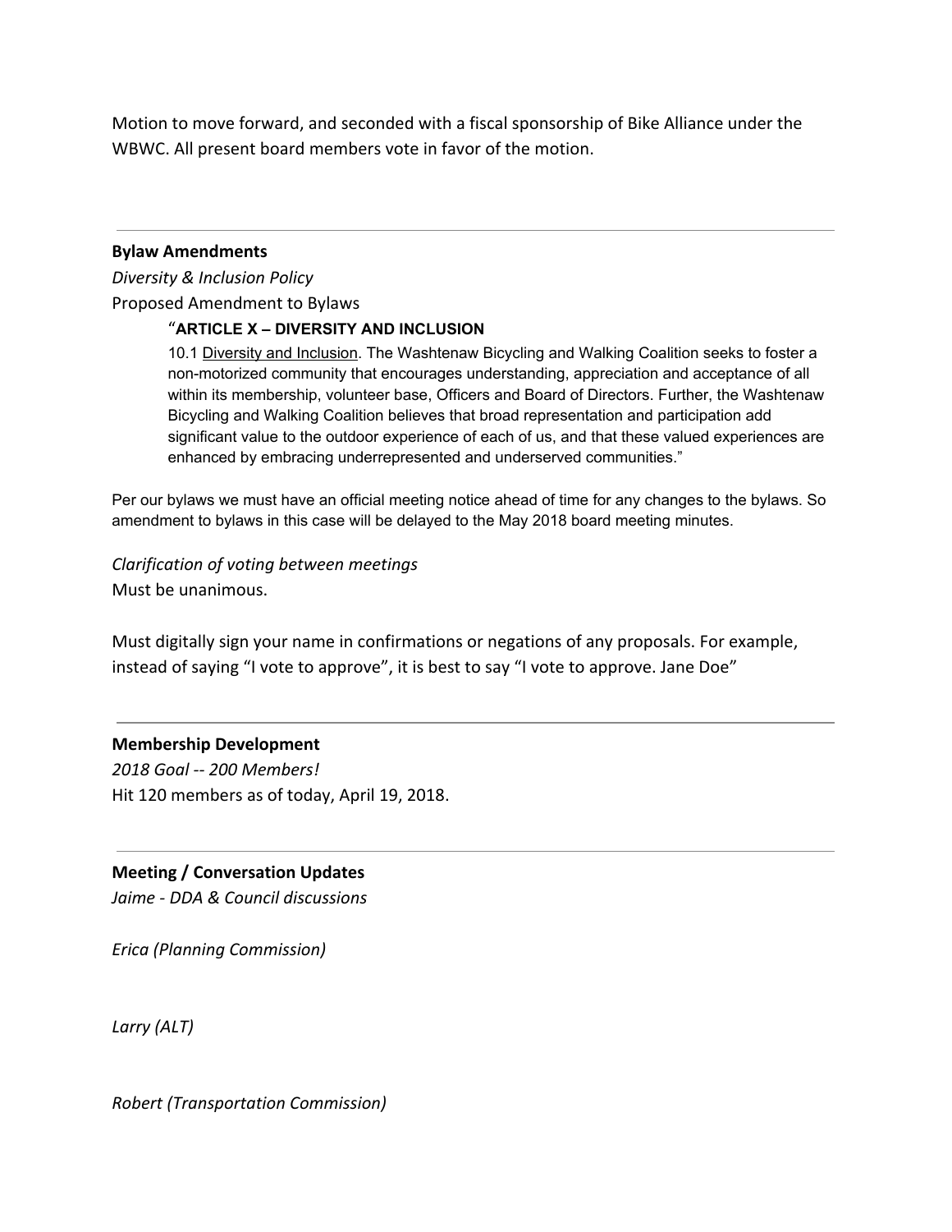Motion to move forward, and seconded with a fiscal sponsorship of Bike Alliance under the WBWC. All present board members vote in favor of the motion.

---

**Bylaw Amendments**

*Diversity & Inclusion Policy*

Proposed Amendment to Bylaws

> "**ARTICLE X – DIVERSITY AND INCLUSION**
>
> 10.1 Diversity and Inclusion. The Washtenaw Bicycling and Walking Coalition seeks to foster a non-motorized community that encourages understanding, appreciation and acceptance of all within its membership, volunteer base, Officers and Board of Directors. Further, the Washtenaw Bicycling and Walking Coalition believes that broad representation and participation add significant value to the outdoor experience of each of us, and that these valued experiences are enhanced by embracing underrepresented and underserved communities."

Per our bylaws we must have an official meeting notice ahead of time for any changes to the bylaws. So amendment to bylaws in this case will be delayed to the May 2018 board meeting minutes.

*Clarification of voting between meetings*

Must be unanimous.

Must digitally sign your name in confirmations or negations of any proposals. For example, instead of saying "I vote to approve", it is best to say "I vote to approve. Jane Doe"

---

**Membership Development**

*2018 Goal -- 200 Members!*

Hit 120 members as of today, April 19, 2018.

---

**Meeting / Conversation Updates**

*Jaime - DDA & Council discussions*

*Erica (Planning Commission)*

*Larry (ALT)*

*Robert (Transportation Commission)*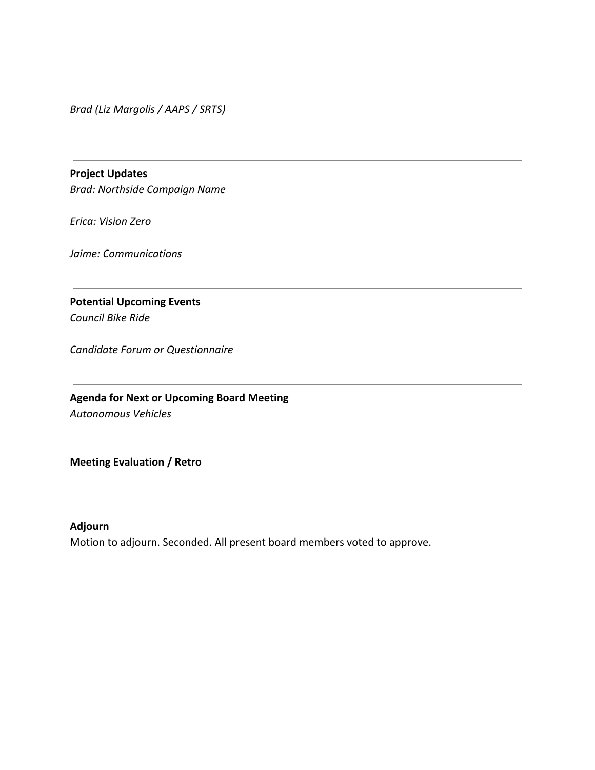*Brad (Liz Margolis / AAPS / SRTS)*

---

**Project Updates**

*Brad: Northside Campaign Name*

*Erica: Vision Zero*

*Jaime: Communications*

---

**Potential Upcoming Events**

*Council Bike Ride*

*Candidate Forum or Questionnaire*

---

**Agenda for Next or Upcoming Board Meeting**

*Autonomous Vehicles*

---

**Meeting Evaluation / Retro**

---

**Adjourn**

Motion to adjourn. Seconded. All present board members voted to approve.